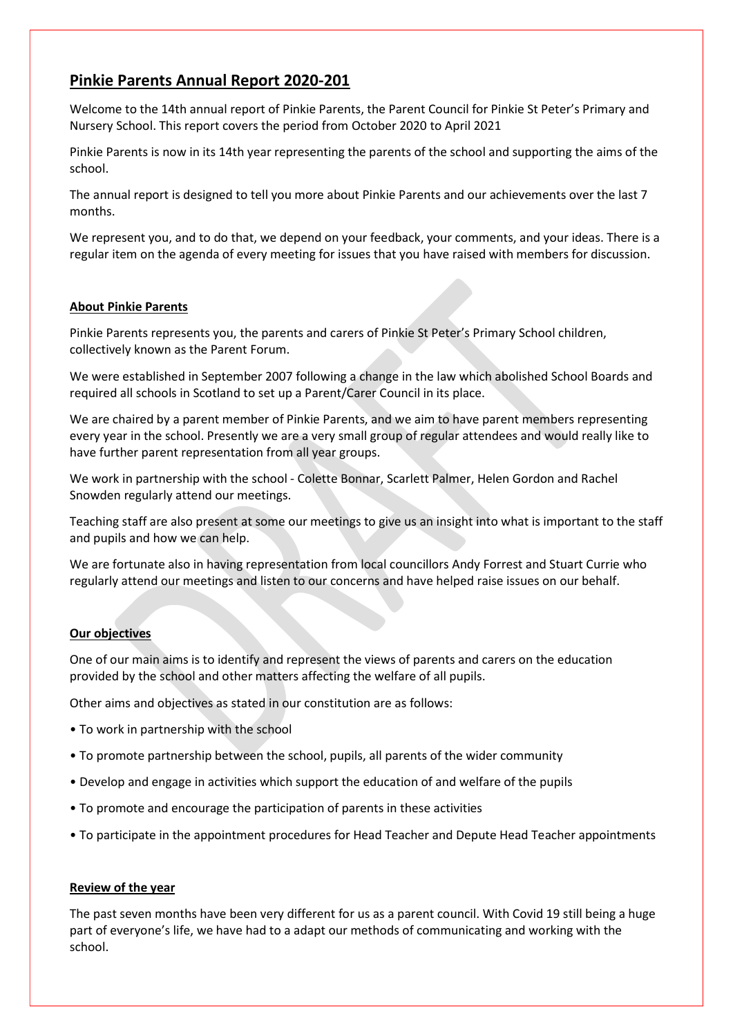# Pinkie Parents Annual Report 2020-201

Welcome to the 14th annual report of Pinkie Parents, the Parent Council for Pinkie St Peter's Primary and Nursery School. This report covers the period from October 2020 to April 2021

Pinkie Parents is now in its 14th year representing the parents of the school and supporting the aims of the school.

The annual report is designed to tell you more about Pinkie Parents and our achievements over the last 7 months.

We represent you, and to do that, we depend on your feedback, your comments, and your ideas. There is a regular item on the agenda of every meeting for issues that you have raised with members for discussion.

## About Pinkie Parents

Pinkie Parents represents you, the parents and carers of Pinkie St Peter's Primary School children, collectively known as the Parent Forum.

We were established in September 2007 following a change in the law which abolished School Boards and required all schools in Scotland to set up a Parent/Carer Council in its place.

We are chaired by a parent member of Pinkie Parents, and we aim to have parent members representing every year in the school. Presently we are a very small group of regular attendees and would really like to have further parent representation from all year groups.

We work in partnership with the school - Colette Bonnar, Scarlett Palmer, Helen Gordon and Rachel Snowden regularly attend our meetings.

Teaching staff are also present at some our meetings to give us an insight into what is important to the staff and pupils and how we can help.

We are fortunate also in having representation from local councillors Andy Forrest and Stuart Currie who regularly attend our meetings and listen to our concerns and have helped raise issues on our behalf.

## Our objectives

One of our main aims is to identify and represent the views of parents and carers on the education provided by the school and other matters affecting the welfare of all pupils.

Other aims and objectives as stated in our constitution are as follows:

- To work in partnership with the school
- To promote partnership between the school, pupils, all parents of the wider community
- Develop and engage in activities which support the education of and welfare of the pupils
- To promote and encourage the participation of parents in these activities
- To participate in the appointment procedures for Head Teacher and Depute Head Teacher appointments

## Review of the year

The past seven months have been very different for us as a parent council. With Covid 19 still being a huge part of everyone's life, we have had to a adapt our methods of communicating and working with the school.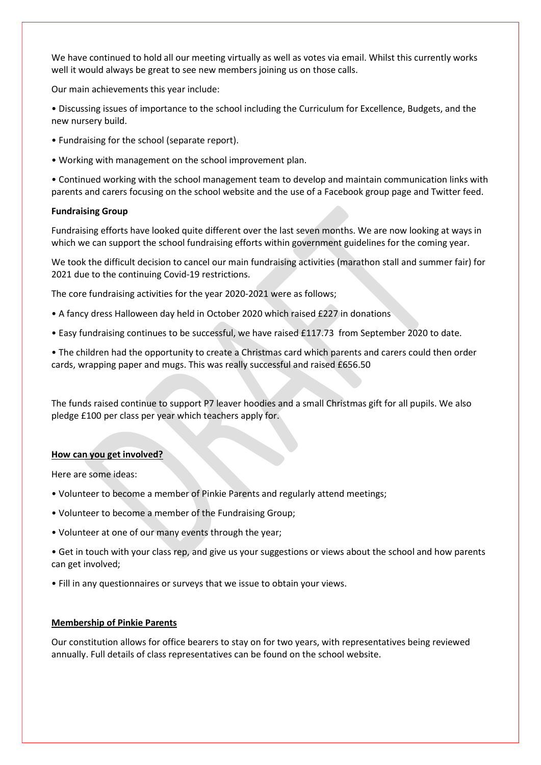We have continued to hold all our meeting virtually as well as votes via email. Whilst this currently works well it would always be great to see new members joining us on those calls.

Our main achievements this year include:

- Discussing issues of importance to the school including the Curriculum for Excellence, Budgets, and the new nursery build.
- Fundraising for the school (separate report).
- Working with management on the school improvement plan.
- Continued working with the school management team to develop and maintain communication links with parents and carers focusing on the school website and the use of a Facebook group page and Twitter feed.

**Fundraising Group**

Fundraising efforts have looked quite different over the last seven months. We are now looking at ways in which we can support the school fundraising efforts within government guidelines for the coming year.

We took the difficult decision to cancel our main fundraising activities (marathon stall and summer fair) for 2021 due to the continuing Covid-19 restrictions.

The core fundraising activities for the year 2020-2021 were as follows;

- A fancy dress Halloween day held in October 2020 which raised £227 in donations
- Easy fundraising continues to be successful, we have raised £117.73 from September 2020 to date.
- The children had the opportunity to create a Christmas card which parents and carers could then order cards, wrapping paper and mugs. This was really successful and raised £656.50

The funds raised continue to support P7 leaver hoodies and a small Christmas gift for all pupils. We also pledge £100 per class per year which teachers apply for.

**<u>How can you get involved?</u>**

Here are some ideas:

- Volunteer to become a member of Pinkie Parents and regularly attend meetings;
- Volunteer to become a member of the Fundraising Group;
- Volunteer at one of our many events through the year;
- Get in touch with your class rep, and give us your suggestions or views about the school and how parents can get involved;
- Fill in any questionnaires or surveys that we issue to obtain your views.

**<u>Membership of Pinkie Parents</u>**

Our constitution allows for office bearers to stay on for two years, with representatives being reviewed annually. Full details of class representatives can be found on the school website.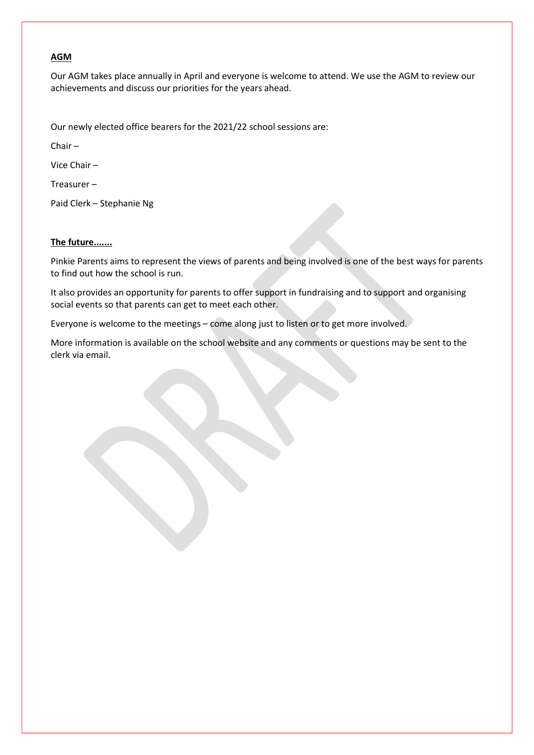**AGM**

Our AGM takes place annually in April and everyone is welcome to attend. We use the AGM to review our achievements and discuss our priorities for the years ahead.

Our newly elected office bearers for the 2021/22 school sessions are:

Chair –

Vice Chair –

Treasurer –

Paid Clerk – Stephanie Ng

**The future.......**

Pinkie Parents aims to represent the views of parents and being involved is one of the best ways for parents to find out how the school is run.

It also provides an opportunity for parents to offer support in fundraising and to support and organising social events so that parents can get to meet each other.

Everyone is welcome to the meetings – come along just to listen or to get more involved.

More information is available on the school website and any comments or questions may be sent to the clerk via email.